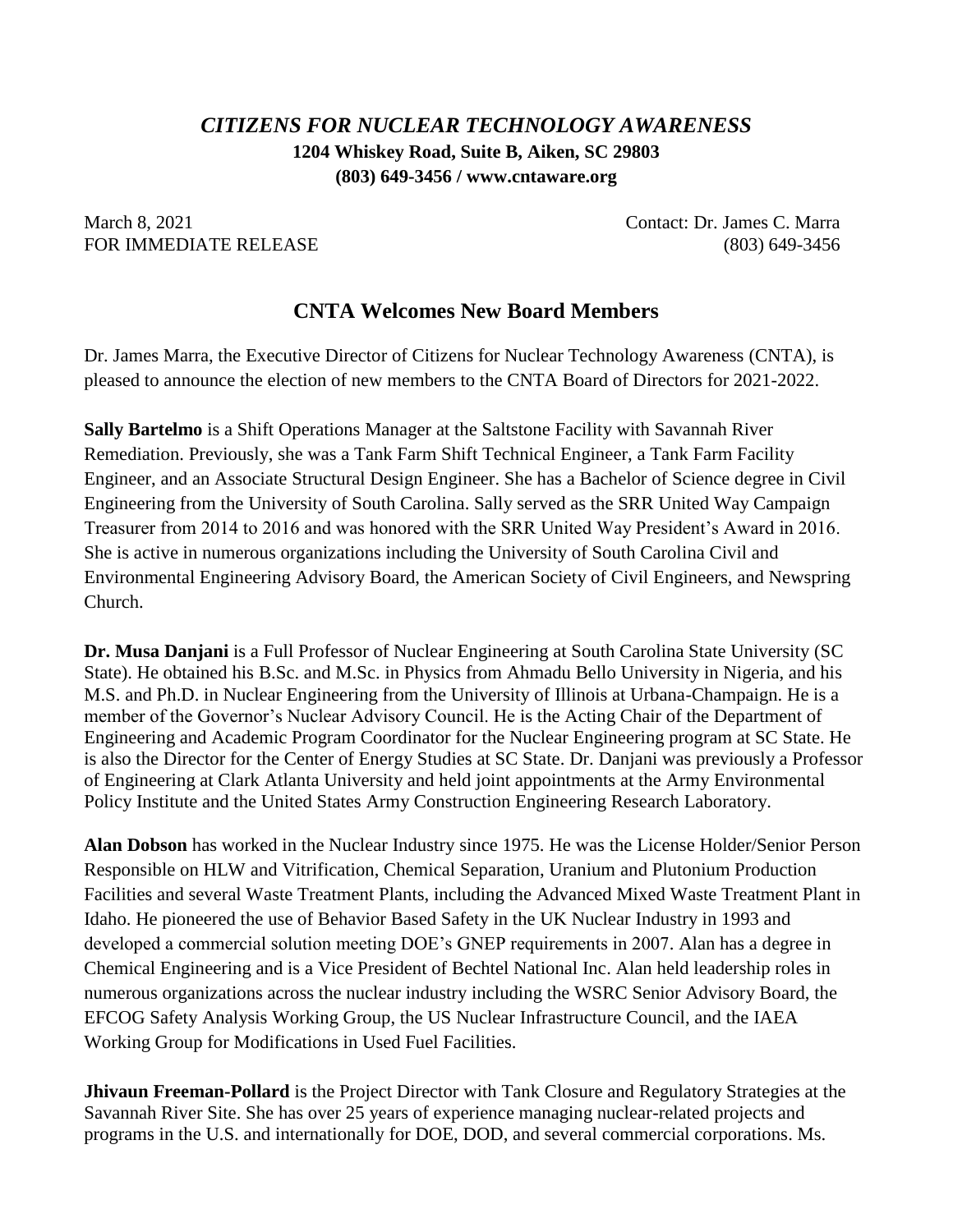# *CITIZENS FOR NUCLEAR TECHNOLOGY AWARENESS*

**1204 Whiskey Road, Suite B, Aiken, SC 29803**
**(803) 649-3456 / www.cntaware.org**

March 8, 2021
FOR IMMEDIATE RELEASE

Contact: Dr. James C. Marra
(803) 649-3456

## CNTA Welcomes New Board Members

Dr. James Marra, the Executive Director of Citizens for Nuclear Technology Awareness (CNTA), is pleased to announce the election of new members to the CNTA Board of Directors for 2021-2022.

**Sally Bartelmo** is a Shift Operations Manager at the Saltstone Facility with Savannah River Remediation. Previously, she was a Tank Farm Shift Technical Engineer, a Tank Farm Facility Engineer, and an Associate Structural Design Engineer. She has a Bachelor of Science degree in Civil Engineering from the University of South Carolina. Sally served as the SRR United Way Campaign Treasurer from 2014 to 2016 and was honored with the SRR United Way President's Award in 2016. She is active in numerous organizations including the University of South Carolina Civil and Environmental Engineering Advisory Board, the American Society of Civil Engineers, and Newspring Church.

**Dr. Musa Danjani** is a Full Professor of Nuclear Engineering at South Carolina State University (SC State). He obtained his B.Sc. and M.Sc. in Physics from Ahmadu Bello University in Nigeria, and his M.S. and Ph.D. in Nuclear Engineering from the University of Illinois at Urbana-Champaign. He is a member of the Governor's Nuclear Advisory Council. He is the Acting Chair of the Department of Engineering and Academic Program Coordinator for the Nuclear Engineering program at SC State. He is also the Director for the Center of Energy Studies at SC State. Dr. Danjani was previously a Professor of Engineering at Clark Atlanta University and held joint appointments at the Army Environmental Policy Institute and the United States Army Construction Engineering Research Laboratory.

**Alan Dobson** has worked in the Nuclear Industry since 1975. He was the License Holder/Senior Person Responsible on HLW and Vitrification, Chemical Separation, Uranium and Plutonium Production Facilities and several Waste Treatment Plants, including the Advanced Mixed Waste Treatment Plant in Idaho. He pioneered the use of Behavior Based Safety in the UK Nuclear Industry in 1993 and developed a commercial solution meeting DOE's GNEP requirements in 2007. Alan has a degree in Chemical Engineering and is a Vice President of Bechtel National Inc. Alan held leadership roles in numerous organizations across the nuclear industry including the WSRC Senior Advisory Board, the EFCOG Safety Analysis Working Group, the US Nuclear Infrastructure Council, and the IAEA Working Group for Modifications in Used Fuel Facilities.

**Jhivaun Freeman-Pollard** is the Project Director with Tank Closure and Regulatory Strategies at the Savannah River Site. She has over 25 years of experience managing nuclear-related projects and programs in the U.S. and internationally for DOE, DOD, and several commercial corporations. Ms.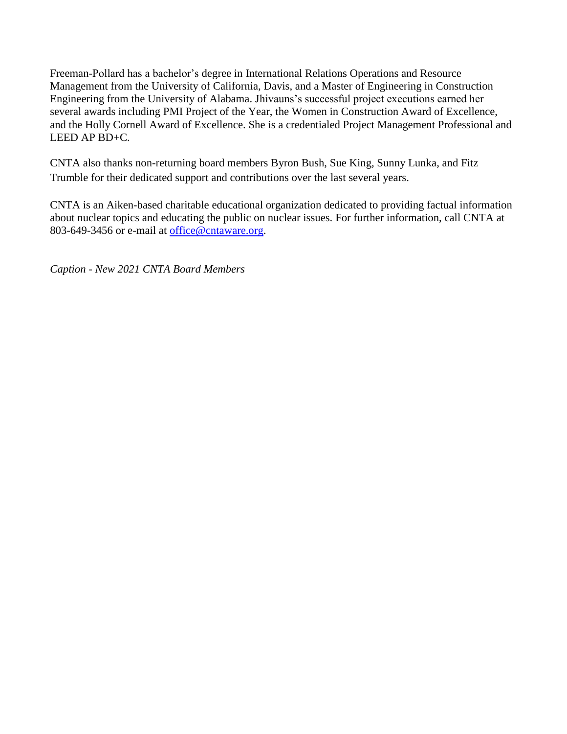Freeman-Pollard has a bachelor's degree in International Relations Operations and Resource Management from the University of California, Davis, and a Master of Engineering in Construction Engineering from the University of Alabama. Jhivauns's successful project executions earned her several awards including PMI Project of the Year, the Women in Construction Award of Excellence, and the Holly Cornell Award of Excellence. She is a credentialed Project Management Professional and LEED AP BD+C.

CNTA also thanks non-returning board members Byron Bush, Sue King, Sunny Lunka, and Fitz Trumble for their dedicated support and contributions over the last several years.

CNTA is an Aiken-based charitable educational organization dedicated to providing factual information about nuclear topics and educating the public on nuclear issues. For further information, call CNTA at 803-649-3456 or e-mail at [office@cntaware.org](mailto:office@cntaware.org).

*Caption - New 2021 CNTA Board Members*